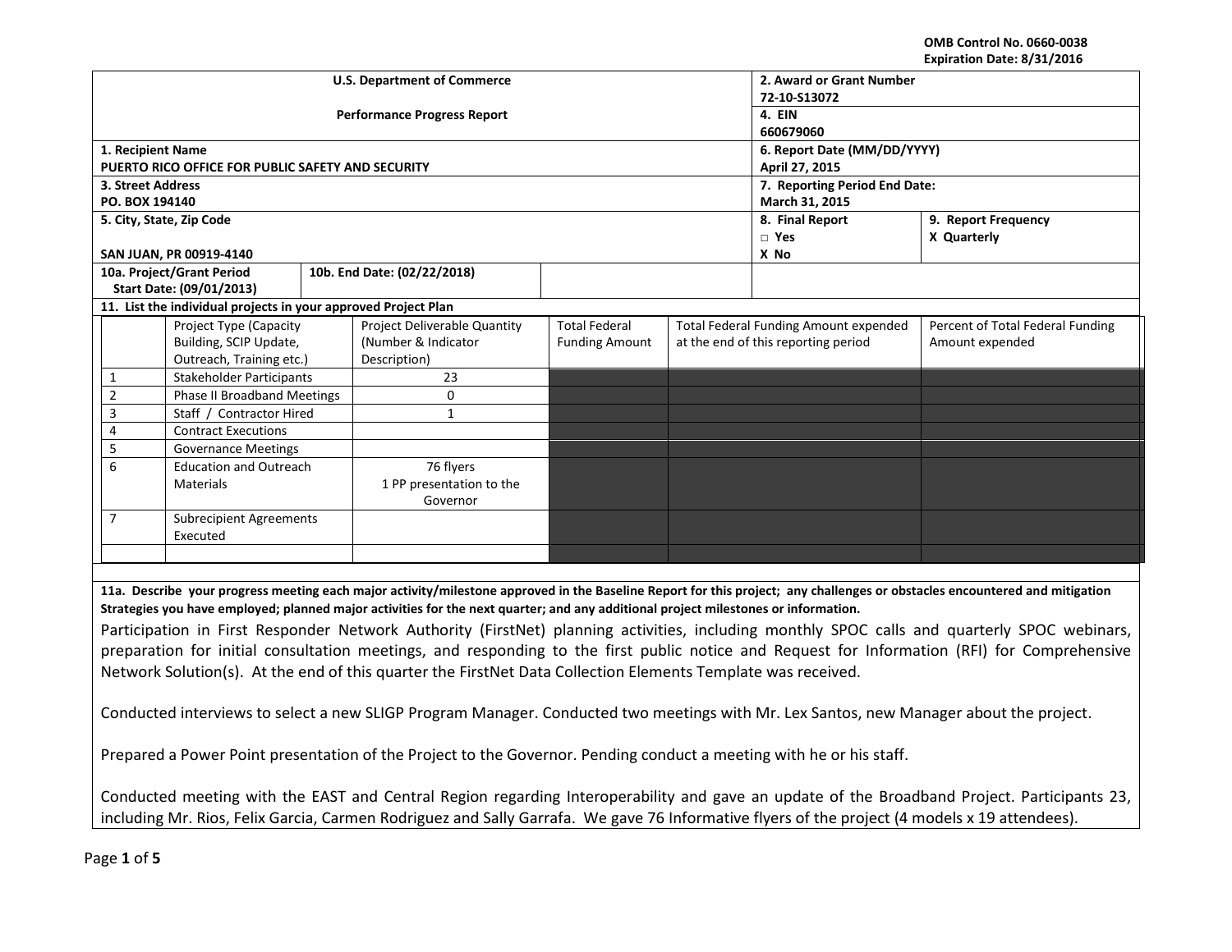OMB Control No. 0660-0038
Expiration Date: 8/31/2016

| U.S. Department of Commerce<br><br>Performance Progress Report | | 2. Award or Grant Number<br>72-10-S13072 | |
|---|---|---|---|
| | | 4. EIN<br>660679060 | |
| 1. Recipient Name<br>PUERTO RICO OFFICE FOR PUBLIC SAFETY AND SECURITY | | 6. Report Date (MM/DD/YYYY)<br>April 27, 2015 | |
| 3. Street Address<br>PO. BOX 194140 | | 7. Reporting Period End Date:<br>March 31, 2015 | |
| 5. City, State, Zip Code<br><br>SAN JUAN, PR 00919-4140 | | 8. Final Report<br>□ Yes<br>X No | 9. Report Frequency<br>X Quarterly |
| 10a. Project/Grant Period<br>Start Date: (09/01/2013) | 10b. End Date: (02/22/2018) | | |

**11. List the individual projects in your approved Project Plan**

| | Project Type (Capacity Building, SCIP Update, Outreach, Training etc.) | Project Deliverable Quantity (Number & Indicator Description) | Total Federal Funding Amount | Total Federal Funding Amount expended at the end of this reporting period | Percent of Total Federal Funding Amount expended |
|---|---|---|---|---|---|
| 1 | Stakeholder Participants | 23 | | | |
| 2 | Phase II Broadband Meetings | 0 | | | |
| 3 | Staff / Contractor Hired | 1 | | | |
| 4 | Contract Executions | | | | |
| 5 | Governance Meetings | | | | |
| 6 | Education and Outreach Materials | 76 flyers<br>1 PP presentation to the Governor | | | |
| 7 | Subrecipient Agreements Executed | | | | |
| | | | | | |

**11a. Describe your progress meeting each major activity/milestone approved in the Baseline Report for this project; any challenges or obstacles encountered and mitigation Strategies you have employed; planned major activities for the next quarter; and any additional project milestones or information.**

Participation in First Responder Network Authority (FirstNet) planning activities, including monthly SPOC calls and quarterly SPOC webinars, preparation for initial consultation meetings, and responding to the first public notice and Request for Information (RFI) for Comprehensive Network Solution(s). At the end of this quarter the FirstNet Data Collection Elements Template was received.

Conducted interviews to select a new SLIGP Program Manager. Conducted two meetings with Mr. Lex Santos, new Manager about the project.

Prepared a Power Point presentation of the Project to the Governor. Pending conduct a meeting with he or his staff.

Conducted meeting with the EAST and Central Region regarding Interoperability and gave an update of the Broadband Project. Participants 23, including Mr. Rios, Felix Garcia, Carmen Rodriguez and Sally Garrafa. We gave 76 Informative flyers of the project (4 models x 19 attendees).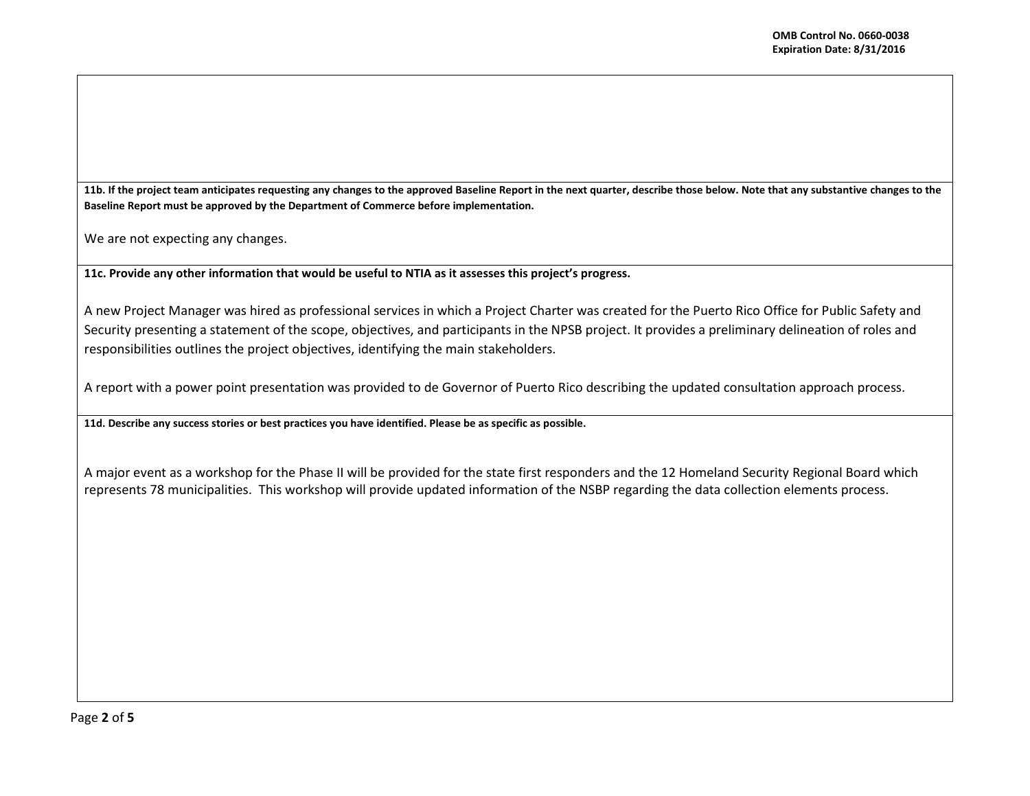**11b. If the project team anticipates requesting any changes to the approved Baseline Report in the next quarter, describe those below. Note that any substantive changes to the Baseline Report must be approved by the Department of Commerce before implementation.**

We are not expecting any changes.

**11c. Provide any other information that would be useful to NTIA as it assesses this project's progress.**

A new Project Manager was hired as professional services in which a Project Charter was created for the Puerto Rico Office for Public Safety and Security presenting a statement of the scope, objectives, and participants in the NPSB project. It provides a preliminary delineation of roles and responsibilities outlines the project objectives, identifying the main stakeholders.

A report with a power point presentation was provided to de Governor of Puerto Rico describing the updated consultation approach process.

**11d. Describe any success stories or best practices you have identified. Please be as specific as possible.**

A major event as a workshop for the Phase II will be provided for the state first responders and the 12 Homeland Security Regional Board which represents 78 municipalities. This workshop will provide updated information of the NSBP regarding the data collection elements process.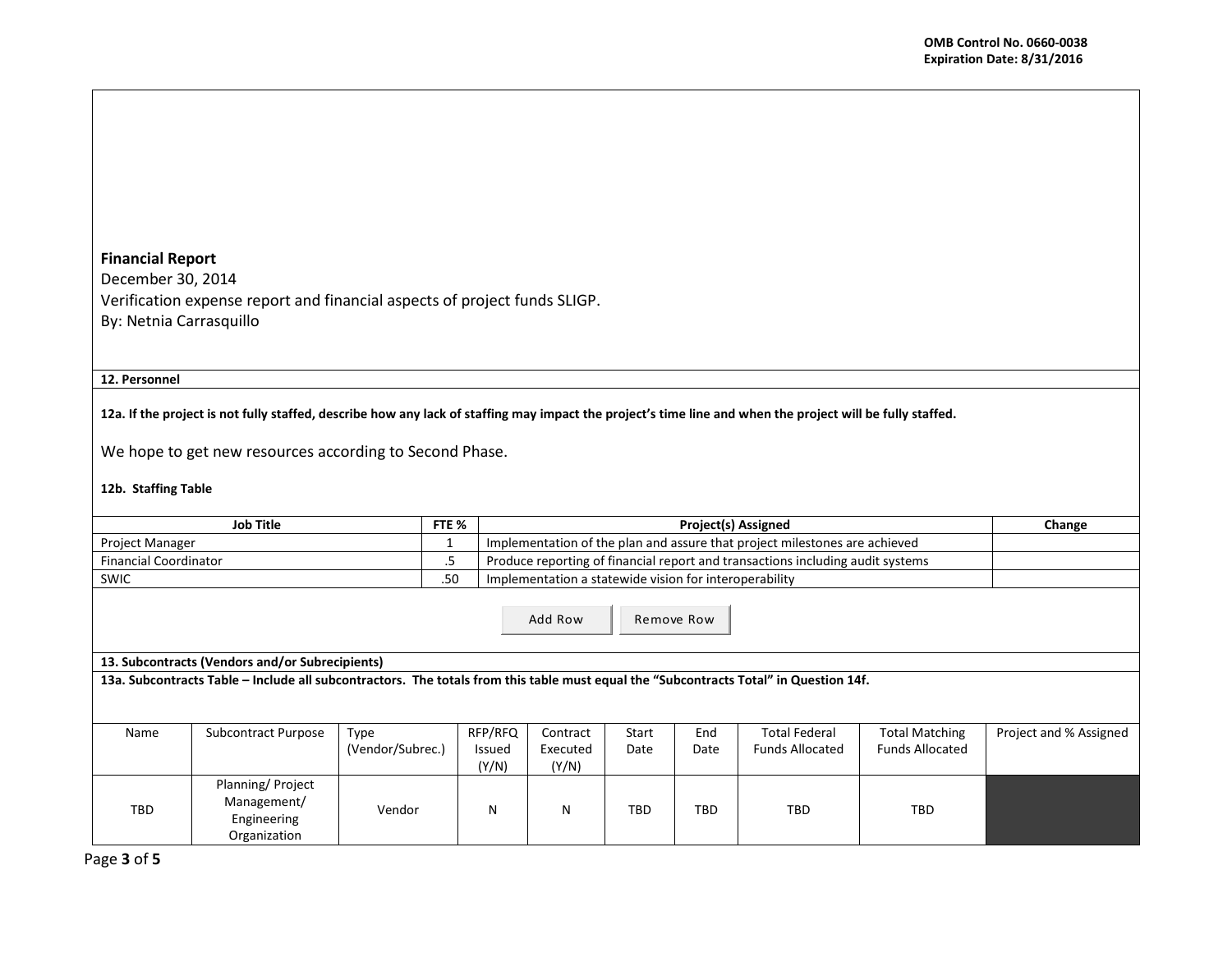**Financial Report**
December 30, 2014
Verification expense report and financial aspects of project funds SLIGP.
By: Netnia Carrasquillo

**12. Personnel**

**12a. If the project is not fully staffed, describe how any lack of staffing may impact the project's time line and when the project will be fully staffed.**

We hope to get new resources according to Second Phase.

**12b. Staffing Table**

| Job Title | FTE % | Project(s) Assigned | Change |
|---|---|---|---|
| Project Manager | 1 | Implementation of the plan and assure that project milestones are achieved | |
| Financial Coordinator | .5 | Produce reporting of financial report and transactions including audit systems | |
| SWIC | .50 | Implementation a statewide vision for interoperability | |

Add Row | Remove Row

**13. Subcontracts (Vendors and/or Subrecipients)**

**13a. Subcontracts Table – Include all subcontractors. The totals from this table must equal the "Subcontracts Total" in Question 14f.**

| Name | Subcontract Purpose | Type (Vendor/Subrec.) | RFP/RFQ Issued (Y/N) | Contract Executed (Y/N) | Start Date | End Date | Total Federal Funds Allocated | Total Matching Funds Allocated | Project and % Assigned |
|---|---|---|---|---|---|---|---|---|---|
| TBD | Planning/ Project Management/ Engineering Organization | Vendor | N | N | TBD | TBD | TBD | TBD | |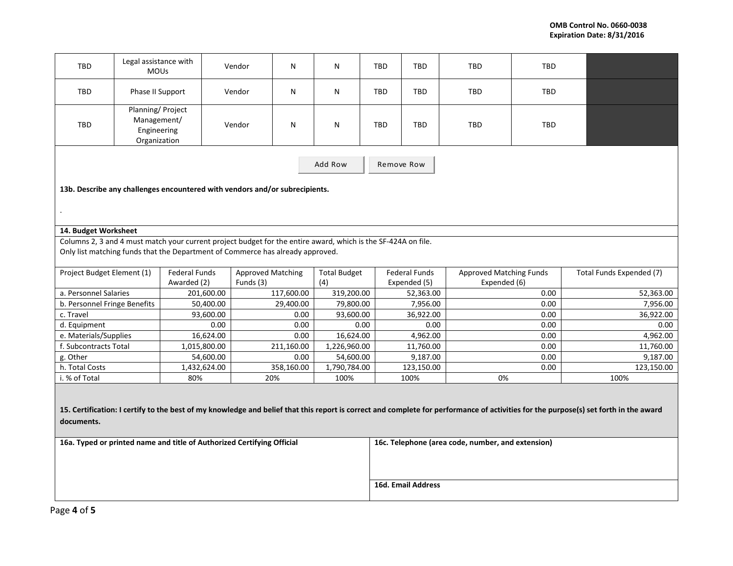| TBD | Legal assistance with MOUs | Vendor | N | N | TBD | TBD | TBD | TBD | |
|---|---|---|---|---|---|---|---|---|---|
| TBD | Phase II Support | Vendor | N | N | TBD | TBD | TBD | TBD | |
| TBD | Planning/ Project Management/ Engineering Organization | Vendor | N | N | TBD | TBD | TBD | TBD | |

Add Row | Remove Row

**13b. Describe any challenges encountered with vendors and/or subrecipients.**

.

**14. Budget Worksheet**

Columns 2, 3 and 4 must match your current project budget for the entire award, which is the SF-424A on file.
Only list matching funds that the Department of Commerce has already approved.

| Project Budget Element (1) | Federal Funds Awarded (2) | Approved Matching Funds (3) | Total Budget (4) | Federal Funds Expended (5) | Approved Matching Funds Expended (6) | Total Funds Expended (7) |
|---|---|---|---|---|---|---|
| a. Personnel Salaries | 201,600.00 | 117,600.00 | 319,200.00 | 52,363.00 | 0.00 | 52,363.00 |
| b. Personnel Fringe Benefits | 50,400.00 | 29,400.00 | 79,800.00 | 7,956.00 | 0.00 | 7,956.00 |
| c. Travel | 93,600.00 | 0.00 | 93,600.00 | 36,922.00 | 0.00 | 36,922.00 |
| d. Equipment | 0.00 | 0.00 | 0.00 | 0.00 | 0.00 | 0.00 |
| e. Materials/Supplies | 16,624.00 | 0.00 | 16,624.00 | 4,962.00 | 0.00 | 4,962.00 |
| f. Subcontracts Total | 1,015,800.00 | 211,160.00 | 1,226,960.00 | 11,760.00 | 0.00 | 11,760.00 |
| g. Other | 54,600.00 | 0.00 | 54,600.00 | 9,187.00 | 0.00 | 9,187.00 |
| h. Total Costs | 1,432,624.00 | 358,160.00 | 1,790,784.00 | 123,150.00 | 0.00 | 123,150.00 |
| i. % of Total | 80% | 20% | 100% | 100% | 0% | 100% |

**15. Certification: I certify to the best of my knowledge and belief that this report is correct and complete for performance of activities for the purpose(s) set forth in the award documents.**

| **16a. Typed or printed name and title of Authorized Certifying Official** | **16c. Telephone (area code, number, and extension)** |
|---|---|
| | **16d. Email Address** |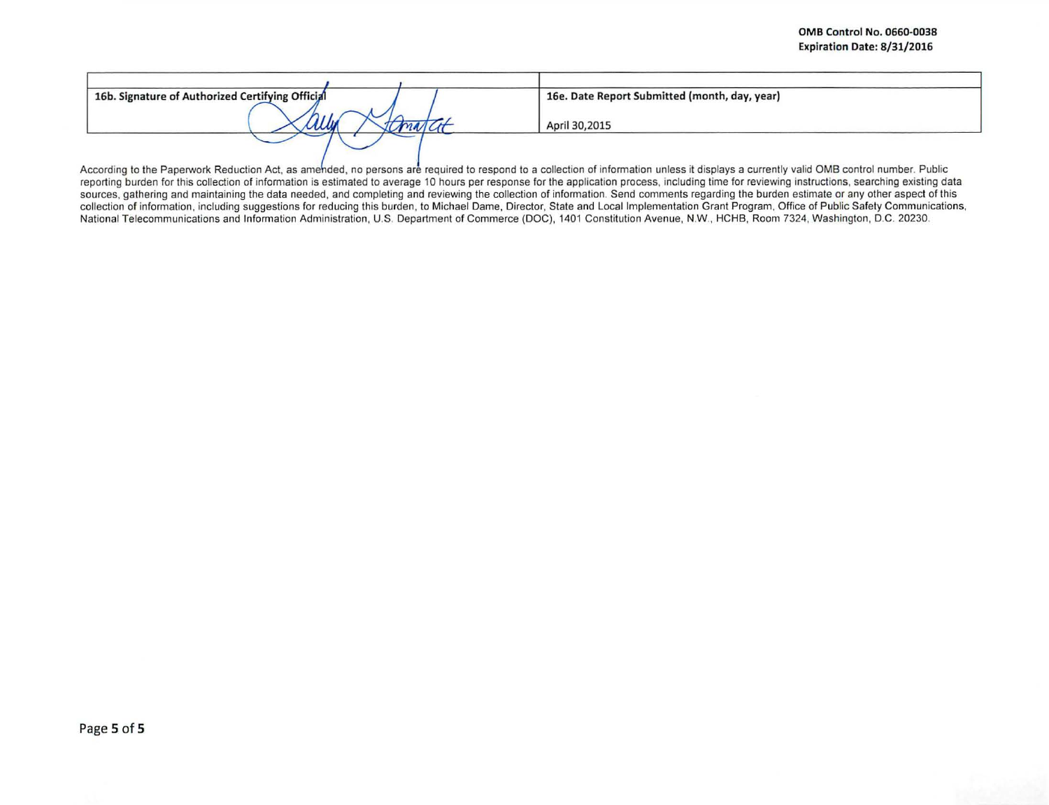OMB Control No. 0660-0038
Expiration Date: 8/31/2016

| 16b. Signature of Authorized Certifying Official | 16e. Date Report Submitted (month, day, year) |
|---|---|
| | April 30,2015 |

According to the Paperwork Reduction Act, as amended, no persons are required to respond to a collection of information unless it displays a currently valid OMB control number. Public reporting burden for this collection of information is estimated to average 10 hours per response for the application process, including time for reviewing instructions, searching existing data sources, gathering and maintaining the data needed, and completing and reviewing the collection of information. Send comments regarding the burden estimate or any other aspect of this collection of information, including suggestions for reducing this burden, to Michael Dame, Director, State and Local Implementation Grant Program, Office of Public Safety Communications, National Telecommunications and Information Administration, U.S. Department of Commerce (DOC), 1401 Constitution Avenue, N.W., HCHB, Room 7324, Washington, D.C. 20230.